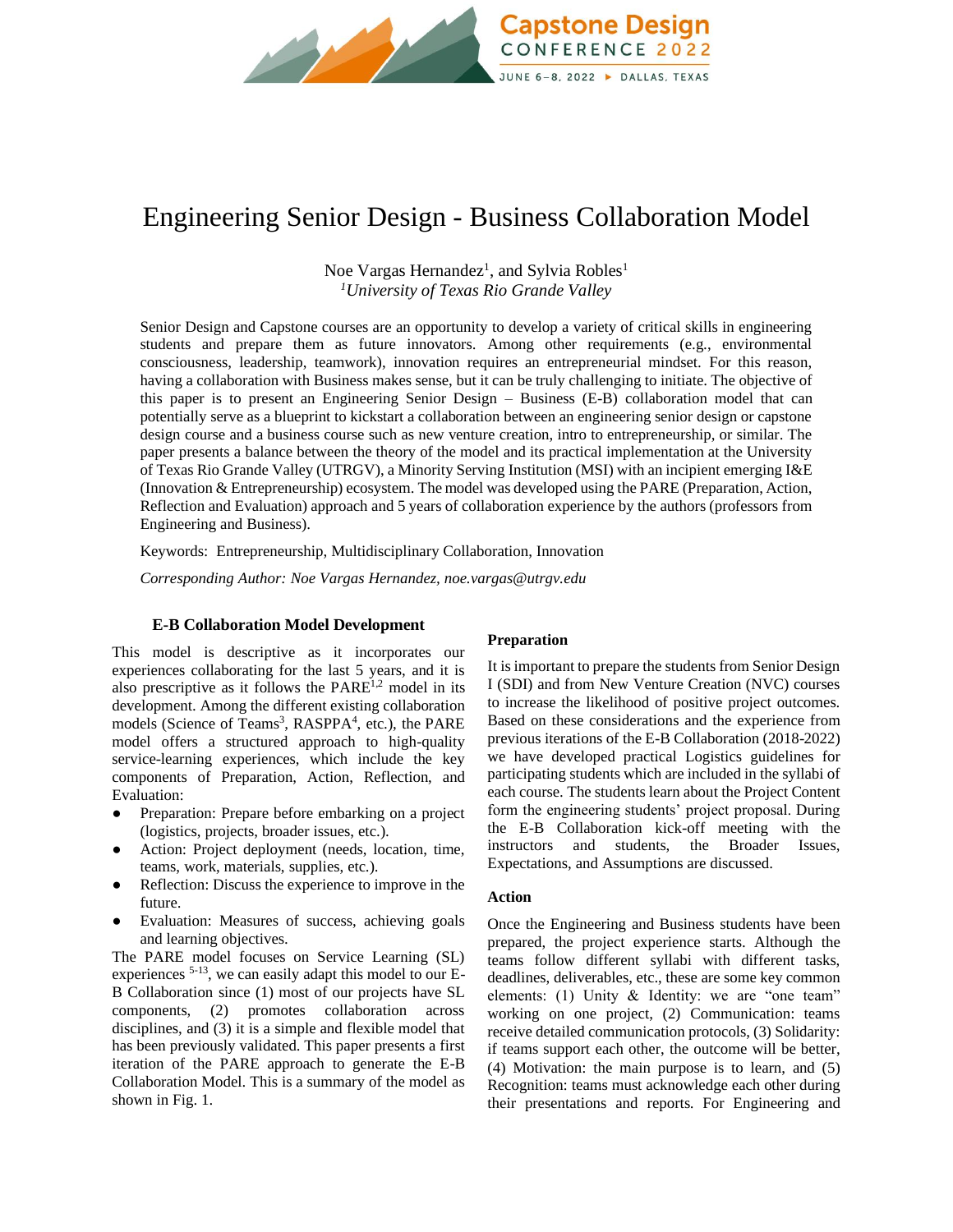# Engineering Senior Design - Business Collaboration Model

Noe Vargas Hernandez[1], and Sylvia Robles[1]
[1]*University of Texas Rio Grande Valley*

Senior Design and Capstone courses are an opportunity to develop a variety of critical skills in engineering students and prepare them as future innovators. Among other requirements (e.g., environmental consciousness, leadership, teamwork), innovation requires an entrepreneurial mindset. For this reason, having a collaboration with Business makes sense, but it can be truly challenging to initiate. The objective of this paper is to present an Engineering Senior Design – Business (E-B) collaboration model that can potentially serve as a blueprint to kickstart a collaboration between an engineering senior design or capstone design course and a business course such as new venture creation, intro to entrepreneurship, or similar. The paper presents a balance between the theory of the model and its practical implementation at the University of Texas Rio Grande Valley (UTRGV), a Minority Serving Institution (MSI) with an incipient emerging I&E (Innovation & Entrepreneurship) ecosystem. The model was developed using the PARE (Preparation, Action, Reflection and Evaluation) approach and 5 years of collaboration experience by the authors (professors from Engineering and Business).

Keywords: Entrepreneurship, Multidisciplinary Collaboration, Innovation

*Corresponding Author: Noe Vargas Hernandez, noe.vargas@utrgv.edu*

## E-B Collaboration Model Development

This model is descriptive as it incorporates our experiences collaborating for the last 5 years, and it is also prescriptive as it follows the PARE[1,2] model in its development. Among the different existing collaboration models (Science of Teams[3], RASPPA[4], etc.), the PARE model offers a structured approach to high-quality service-learning experiences, which include the key components of Preparation, Action, Reflection, and Evaluation:

- Preparation: Prepare before embarking on a project (logistics, projects, broader issues, etc.).
- Action: Project deployment (needs, location, time, teams, work, materials, supplies, etc.).
- Reflection: Discuss the experience to improve in the future.
- Evaluation: Measures of success, achieving goals and learning objectives.

The PARE model focuses on Service Learning (SL) experiences [5-13], we can easily adapt this model to our E-B Collaboration since (1) most of our projects have SL components, (2) promotes collaboration across disciplines, and (3) it is a simple and flexible model that has been previously validated. This paper presents a first iteration of the PARE approach to generate the E-B Collaboration Model. This is a summary of the model as shown in Fig. 1.

### Preparation

It is important to prepare the students from Senior Design I (SDI) and from New Venture Creation (NVC) courses to increase the likelihood of positive project outcomes. Based on these considerations and the experience from previous iterations of the E-B Collaboration (2018-2022) we have developed practical Logistics guidelines for participating students which are included in the syllabi of each course. The students learn about the Project Content form the engineering students' project proposal. During the E-B Collaboration kick-off meeting with the instructors and students, the Broader Issues, Expectations, and Assumptions are discussed.

### Action

Once the Engineering and Business students have been prepared, the project experience starts. Although the teams follow different syllabi with different tasks, deadlines, deliverables, etc., these are some key common elements: (1) Unity & Identity: we are "one team" working on one project, (2) Communication: teams receive detailed communication protocols, (3) Solidarity: if teams support each other, the outcome will be better, (4) Motivation: the main purpose is to learn, and (5) Recognition: teams must acknowledge each other during their presentations and reports. For Engineering and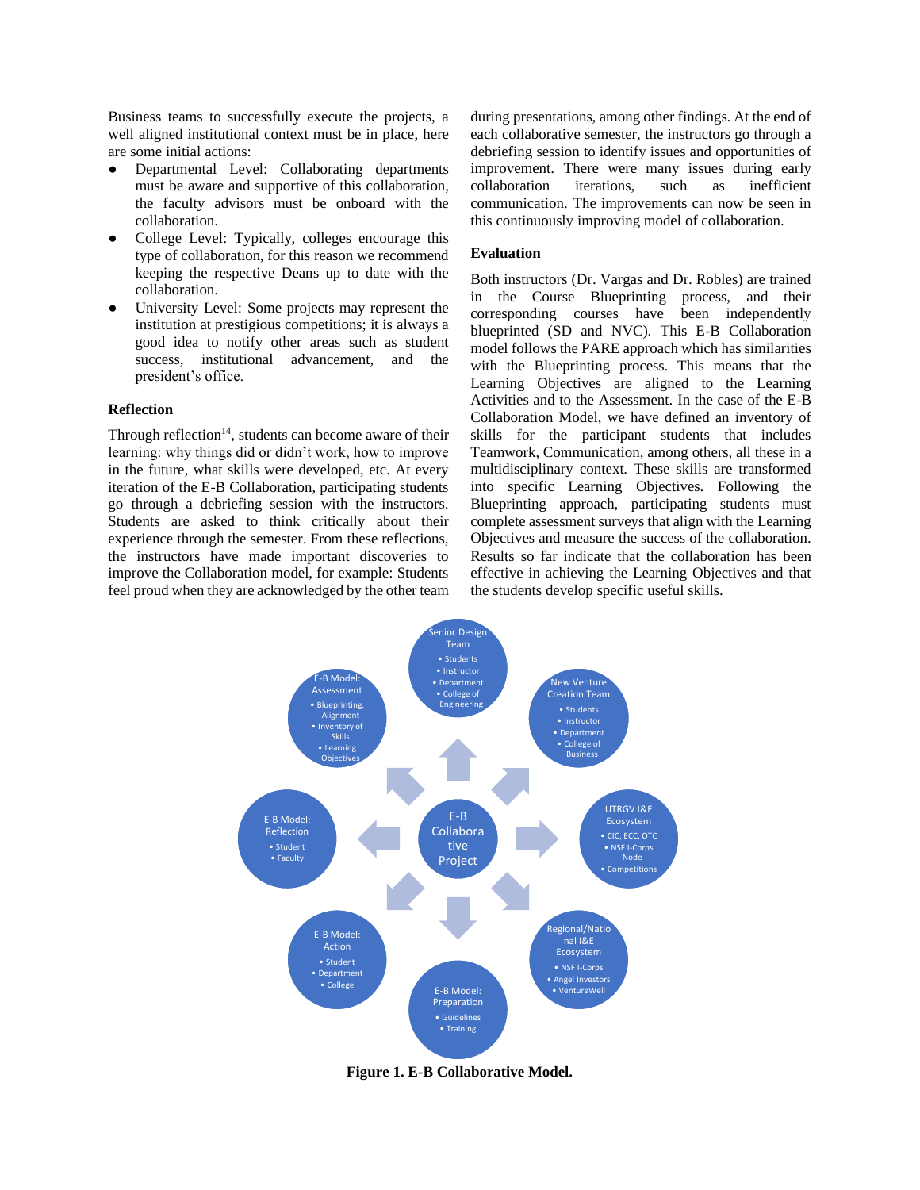Business teams to successfully execute the projects, a well aligned institutional context must be in place, here are some initial actions:

- Departmental Level: Collaborating departments must be aware and supportive of this collaboration, the faculty advisors must be onboard with the collaboration.
- College Level: Typically, colleges encourage this type of collaboration, for this reason we recommend keeping the respective Deans up to date with the collaboration.
- University Level: Some projects may represent the institution at prestigious competitions; it is always a good idea to notify other areas such as student success, institutional advancement, and the president's office.

**Reflection**

Through reflection[14], students can become aware of their learning: why things did or didn't work, how to improve in the future, what skills were developed, etc. At every iteration of the E-B Collaboration, participating students go through a debriefing session with the instructors. Students are asked to think critically about their experience through the semester. From these reflections, the instructors have made important discoveries to improve the Collaboration model, for example: Students feel proud when they are acknowledged by the other team during presentations, among other findings. At the end of each collaborative semester, the instructors go through a debriefing session to identify issues and opportunities of improvement. There were many issues during early collaboration iterations, such as inefficient communication. The improvements can now be seen in this continuously improving model of collaboration.

**Evaluation**

Both instructors (Dr. Vargas and Dr. Robles) are trained in the Course Blueprinting process, and their corresponding courses have been independently blueprinted (SD and NVC). This E-B Collaboration model follows the PARE approach which has similarities with the Blueprinting process. This means that the Learning Objectives are aligned to the Learning Activities and to the Assessment. In the case of the E-B Collaboration Model, we have defined an inventory of skills for the participant students that includes Teamwork, Communication, among others, all these in a multidisciplinary context. These skills are transformed into specific Learning Objectives. Following the Blueprinting approach, participating students must complete assessment surveys that align with the Learning Objectives and measure the success of the collaboration. Results so far indicate that the collaboration has been effective in achieving the Learning Objectives and that the students develop specific useful skills.

**Figure 1. E-B Collaborative Model.**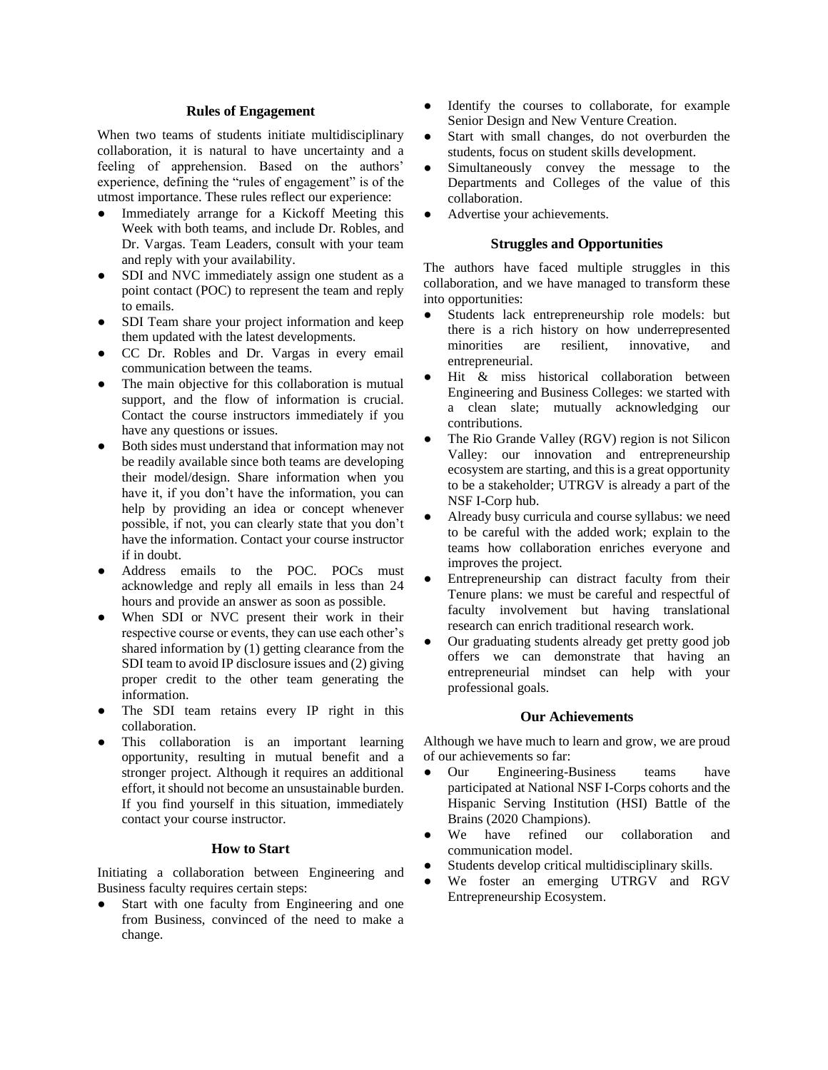## Rules of Engagement

When two teams of students initiate multidisciplinary collaboration, it is natural to have uncertainty and a feeling of apprehension. Based on the authors' experience, defining the "rules of engagement" is of the utmost importance. These rules reflect our experience:

- Immediately arrange for a Kickoff Meeting this Week with both teams, and include Dr. Robles, and Dr. Vargas. Team Leaders, consult with your team and reply with your availability.
- SDI and NVC immediately assign one student as a point contact (POC) to represent the team and reply to emails.
- SDI Team share your project information and keep them updated with the latest developments.
- CC Dr. Robles and Dr. Vargas in every email communication between the teams.
- The main objective for this collaboration is mutual support, and the flow of information is crucial. Contact the course instructors immediately if you have any questions or issues.
- Both sides must understand that information may not be readily available since both teams are developing their model/design. Share information when you have it, if you don't have the information, you can help by providing an idea or concept whenever possible, if not, you can clearly state that you don't have the information. Contact your course instructor if in doubt.
- Address emails to the POC. POCs must acknowledge and reply all emails in less than 24 hours and provide an answer as soon as possible.
- When SDI or NVC present their work in their respective course or events, they can use each other's shared information by (1) getting clearance from the SDI team to avoid IP disclosure issues and (2) giving proper credit to the other team generating the information.
- The SDI team retains every IP right in this collaboration.
- This collaboration is an important learning opportunity, resulting in mutual benefit and a stronger project. Although it requires an additional effort, it should not become an unsustainable burden. If you find yourself in this situation, immediately contact your course instructor.

## How to Start

Initiating a collaboration between Engineering and Business faculty requires certain steps:

- Start with one faculty from Engineering and one from Business, convinced of the need to make a change.
- Identify the courses to collaborate, for example Senior Design and New Venture Creation.
- Start with small changes, do not overburden the students, focus on student skills development.
- Simultaneously convey the message to the Departments and Colleges of the value of this collaboration.
- Advertise your achievements.

## Struggles and Opportunities

The authors have faced multiple struggles in this collaboration, and we have managed to transform these into opportunities:

- Students lack entrepreneurship role models: but there is a rich history on how underrepresented minorities are resilient, innovative, and entrepreneurial.
- Hit & miss historical collaboration between Engineering and Business Colleges: we started with a clean slate; mutually acknowledging our contributions.
- The Rio Grande Valley (RGV) region is not Silicon Valley: our innovation and entrepreneurship ecosystem are starting, and this is a great opportunity to be a stakeholder; UTRGV is already a part of the NSF I-Corp hub.
- Already busy curricula and course syllabus: we need to be careful with the added work; explain to the teams how collaboration enriches everyone and improves the project.
- Entrepreneurship can distract faculty from their Tenure plans: we must be careful and respectful of faculty involvement but having translational research can enrich traditional research work.
- Our graduating students already get pretty good job offers we can demonstrate that having an entrepreneurial mindset can help with your professional goals.

## Our Achievements

Although we have much to learn and grow, we are proud of our achievements so far:

- Our Engineering-Business teams have participated at National NSF I-Corps cohorts and the Hispanic Serving Institution (HSI) Battle of the Brains (2020 Champions).
- We have refined our collaboration and communication model.
- Students develop critical multidisciplinary skills.
- We foster an emerging UTRGV and RGV Entrepreneurship Ecosystem.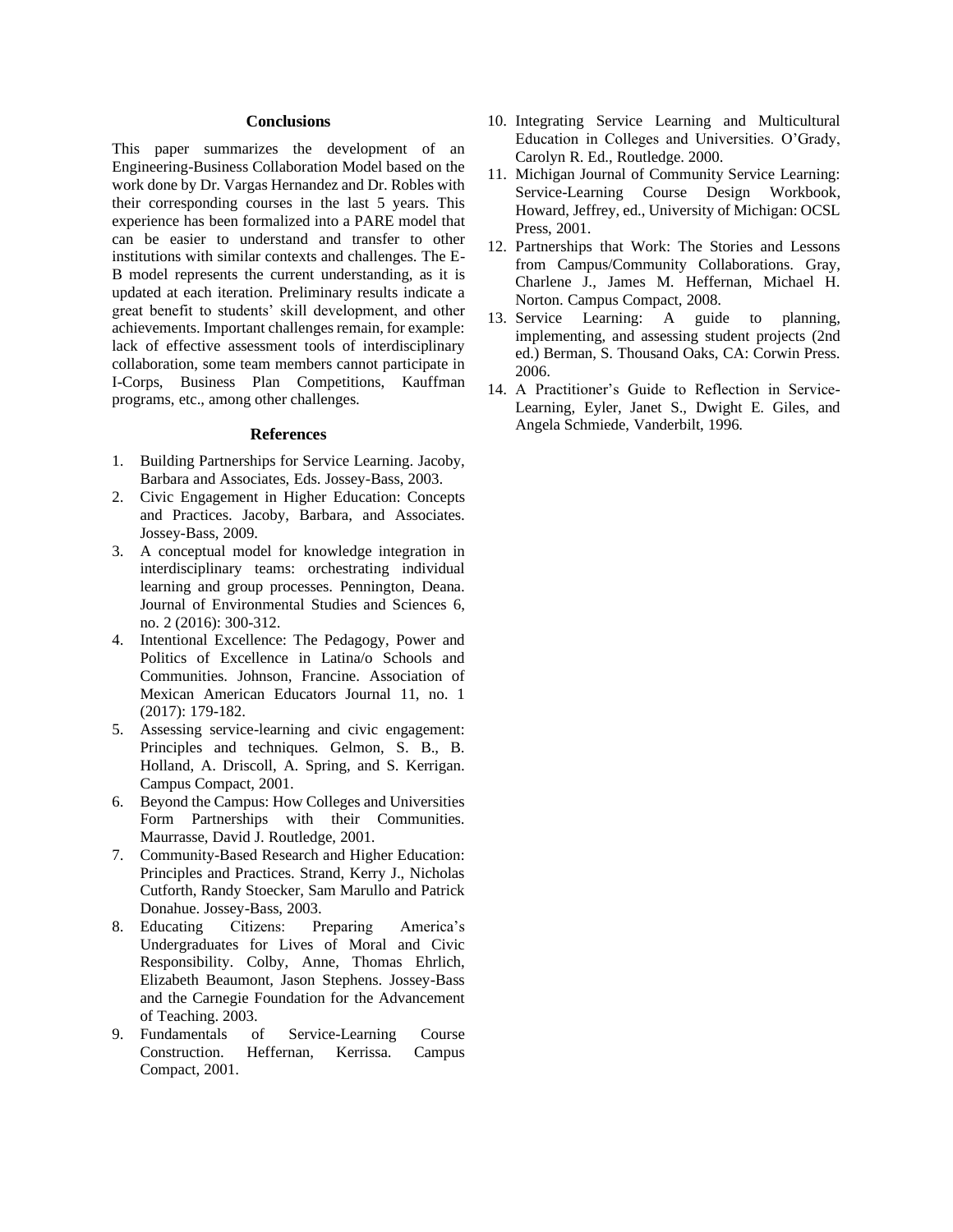## Conclusions

This paper summarizes the development of an Engineering-Business Collaboration Model based on the work done by Dr. Vargas Hernandez and Dr. Robles with their corresponding courses in the last 5 years. This experience has been formalized into a PARE model that can be easier to understand and transfer to other institutions with similar contexts and challenges. The E-B model represents the current understanding, as it is updated at each iteration. Preliminary results indicate a great benefit to students' skill development, and other achievements. Important challenges remain, for example: lack of effective assessment tools of interdisciplinary collaboration, some team members cannot participate in I-Corps, Business Plan Competitions, Kauffman programs, etc., among other challenges.

## References

1. Building Partnerships for Service Learning. Jacoby, Barbara and Associates, Eds. Jossey-Bass, 2003.
2. Civic Engagement in Higher Education: Concepts and Practices. Jacoby, Barbara, and Associates. Jossey-Bass, 2009.
3. A conceptual model for knowledge integration in interdisciplinary teams: orchestrating individual learning and group processes. Pennington, Deana. Journal of Environmental Studies and Sciences 6, no. 2 (2016): 300-312.
4. Intentional Excellence: The Pedagogy, Power and Politics of Excellence in Latina/o Schools and Communities. Johnson, Francine. Association of Mexican American Educators Journal 11, no. 1 (2017): 179-182.
5. Assessing service-learning and civic engagement: Principles and techniques. Gelmon, S. B., B. Holland, A. Driscoll, A. Spring, and S. Kerrigan. Campus Compact, 2001.
6. Beyond the Campus: How Colleges and Universities Form Partnerships with their Communities. Maurrasse, David J. Routledge, 2001.
7. Community-Based Research and Higher Education: Principles and Practices. Strand, Kerry J., Nicholas Cutforth, Randy Stoecker, Sam Marullo and Patrick Donahue. Jossey-Bass, 2003.
8. Educating Citizens: Preparing America's Undergraduates for Lives of Moral and Civic Responsibility. Colby, Anne, Thomas Ehrlich, Elizabeth Beaumont, Jason Stephens. Jossey-Bass and the Carnegie Foundation for the Advancement of Teaching. 2003.
9. Fundamentals of Service-Learning Course Construction. Heffernan, Kerrissa. Campus Compact, 2001.
10. Integrating Service Learning and Multicultural Education in Colleges and Universities. O'Grady, Carolyn R. Ed., Routledge. 2000.
11. Michigan Journal of Community Service Learning: Service-Learning Course Design Workbook, Howard, Jeffrey, ed., University of Michigan: OCSL Press, 2001.
12. Partnerships that Work: The Stories and Lessons from Campus/Community Collaborations. Gray, Charlene J., James M. Heffernan, Michael H. Norton. Campus Compact, 2008.
13. Service Learning: A guide to planning, implementing, and assessing student projects (2nd ed.) Berman, S. Thousand Oaks, CA: Corwin Press. 2006.
14. A Practitioner's Guide to Reflection in Service-Learning, Eyler, Janet S., Dwight E. Giles, and Angela Schmiede, Vanderbilt, 1996.